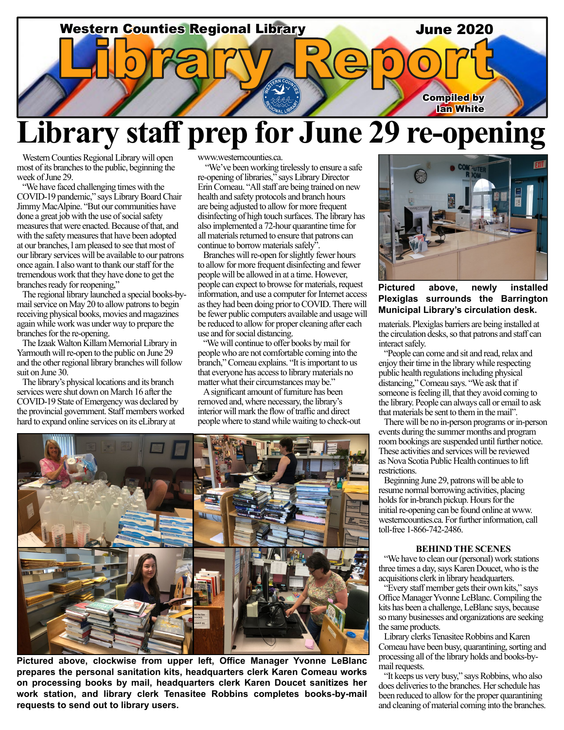Western Counties Regional Library

June 2020

# Library Report

Compiled by Ian White

# Library staff prep for June 29 re-opening

Western Counties Regional Library will open most of its branches to the public, beginning the week of June 29.

"We have faced challenging times with the COVID-19 pandemic," says Library Board Chair Jimmy MacAlpine. "But our communities have done a great job with the use of social safety measures that were enacted. Because of that, and with the safety measures that have been adopted at our branches, I am pleased to see that most of our library services will be available to our patrons once again. I also want to thank our staff for the tremendous work that they have done to get the branches ready for reopening,"

The regional library launched a special books-by-mail service on May 20 to allow patrons to begin receiving physical books, movies and magazines again while work was under way to prepare the branches for the re-opening.

The Izaak Walton Killam Memorial Library in Yarmouth will re-open to the public on June 29 and the other regional library branches will follow suit on June 30.

The library's physical locations and its branch services were shut down on March 16 after the COVID-19 State of Emergency was declared by the provincial government. Staff members worked hard to expand online services on its eLibrary at www.westerncounties.ca.

"We've been working tirelessly to ensure a safe re-opening of libraries," says Library Director Erin Comeau. "All staff are being trained on new health and safety protocols and branch hours are being adjusted to allow for more frequent disinfecting of high touch surfaces. The library has also implemented a 72-hour quarantine time for all materials returned to ensure that patrons can continue to borrow materials safely".

Branches will re-open for slightly fewer hours to allow for more frequent disinfecting and fewer people will be allowed in at a time. However, people can expect to browse for materials, request information, and use a computer for Internet access as they had been doing prior to COVID. There will be fewer public computers available and usage will be reduced to allow for proper cleaning after each use and for social distancing.

"We will continue to offer books by mail for people who are not comfortable coming into the branch," Comeau explains. "It is important to us that everyone has access to library materials no matter what their circumstances may be."

A significant amount of furniture has been removed and, where necessary, the library's interior will mark the flow of traffic and direct people where to stand while waiting to check-out materials. Plexiglas barriers are being installed at the circulation desks, so that patrons and staff can interact safely.

**Pictured above, newly installed Plexiglas surrounds the Barrington Municipal Library's circulation desk.**

"People can come and sit and read, relax and enjoy their time in the library while respecting public health regulations including physical distancing," Comeau says. "We ask that if someone is feeling ill, that they avoid coming to the library. People can always call or email to ask that materials be sent to them in the mail".

There will be no in-person programs or in-person events during the summer months and program room bookings are suspended until further notice. These activities and services will be reviewed as Nova Scotia Public Health continues to lift restrictions.

Beginning June 29, patrons will be able to resume normal borrowing activities, placing holds for in-branch pickup. Hours for the initial re-opening can be found online at www.westerncounties.ca. For further information, call toll-free 1-866-742-2486.

### BEHIND THE SCENES

"We have to clean our (personal) work stations three times a day, says Karen Doucet, who is the acquisitions clerk in library headquarters.

"Every staff member gets their own kits," says Office Manager Yvonne LeBlanc. Compiling the kits has been a challenge, LeBlanc says, because so many businesses and organizations are seeking the same products.

Library clerks Tenasitee Robbins and Karen Comeau have been busy, quarantining, sorting and processing all of the library holds and books-by-mail requests.

"It keeps us very busy," says Robbins, who also does deliveries to the branches. Her schedule has been reduced to allow for the proper quarantining and cleaning of material coming into the branches.

**Pictured above, clockwise from upper left, Office Manager Yvonne LeBlanc prepares the personal sanitation kits, headquarters clerk Karen Comeau works on processing books by mail, headquarters clerk Karen Doucet sanitizes her work station, and library clerk Tenasitee Robbins completes books-by-mail requests to send out to library users.**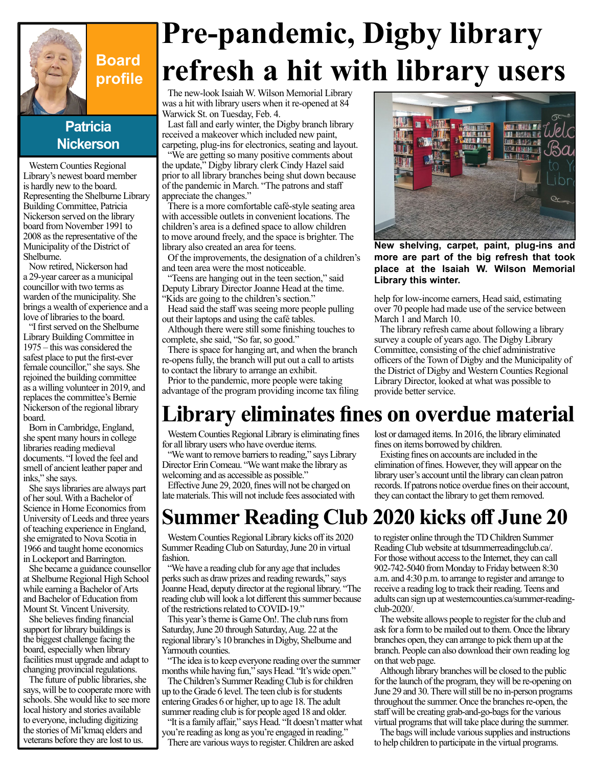# Board profile

## Patricia Nickerson

Western Counties Regional Library's newest board member is hardly new to the board. Representing the Shelburne Library Building Committee, Patricia Nickerson served on the library board from November 1991 to 2008 as the representative of the Municipality of the District of Shelburne.

Now retired, Nickerson had a 29-year career as a municipal councillor with two terms as warden of the municipality. She brings a wealth of experience and a love of libraries to the board.

"I first served on the Shelburne Library Building Committee in 1975 – this was considered the safest place to put the first-ever female councillor," she says. She rejoined the building committee as a willing volunteer in 2019, and replaces the committee's Bernie Nickerson of the regional library board.

Born in Cambridge, England, she spent many hours in college libraries reading medieval documents. "I loved the feel and smell of ancient leather paper and inks," she says.

She says libraries are always part of her soul. With a Bachelor of Science in Home Economics from University of Leeds and three years of teaching experience in England, she emigrated to Nova Scotia in 1966 and taught home economics in Lockeport and Barrington.

She became a guidance counsellor at Shelburne Regional High School while earning a Bachelor of Arts and Bachelor of Education from Mount St. Vincent University.

She believes finding financial support for library buildings is the biggest challenge facing the board, especially when library facilities must upgrade and adapt to changing provincial regulations.

The future of public libraries, she says, will be to cooperate more with schools. She would like to see more local history and stories available to everyone, including digitizing the stories of Mi'kmaq elders and veterans before they are lost to us.

# Pre-pandemic, Digby library refresh a hit with library users

The new-look Isaiah W. Wilson Memorial Library was a hit with library users when it re-opened at 84 Warwick St. on Tuesday, Feb. 4.

Last fall and early winter, the Digby branch library received a makeover which included new paint, carpeting, plug-ins for electronics, seating and layout.

"We are getting so many positive comments about the update," Digby library clerk Cindy Hazel said prior to all library branches being shut down because of the pandemic in March. "The patrons and staff appreciate the changes."

There is a more comfortable café-style seating area with accessible outlets in convenient locations. The children's area is a defined space to allow children to move around freely, and the space is brighter. The library also created an area for teens.

Of the improvements, the designation of a children's and teen area were the most noticeable.

"Teens are hanging out in the teen section," said Deputy Library Director Joanne Head at the time. "Kids are going to the children's section."

Head said the staff was seeing more people pulling out their laptops and using the café tables.

Although there were still some finishing touches to complete, she said, "So far, so good."

There is space for hanging art, and when the branch re-opens fully, the branch will put out a call to artists to contact the library to arrange an exhibit.

Prior to the pandemic, more people were taking advantage of the program providing income tax filing help for low-income earners, Head said, estimating over 70 people had made use of the service between March 1 and March 10.

The library refresh came about following a library survey a couple of years ago. The Digby Library Committee, consisting of the chief administrative officers of the Town of Digby and the Municipality of the District of Digby and Western Counties Regional Library Director, looked at what was possible to provide better service.

**New shelving, carpet, paint, plug-ins and more are part of the big refresh that took place at the Isaiah W. Wilson Memorial Library this winter.**

# Library eliminates fines on overdue material

Western Counties Regional Library is eliminating fines for all library users who have overdue items.

"We want to remove barriers to reading," says Library Director Erin Comeau. "We want make the library as welcoming and as accessible as possible."

Effective June 29, 2020, fines will not be charged on late materials. This will not include fees associated with lost or damaged items. In 2016, the library eliminated fines on items borrowed by children.

Existing fines on accounts are included in the elimination of fines. However, they will appear on the library user's account until the library can clean patron records. If patrons notice overdue fines on their account, they can contact the library to get them removed.

# Summer Reading Club 2020 kicks off June 20

Western Counties Regional Library kicks off its 2020 Summer Reading Club on Saturday, June 20 in virtual fashion.

"We have a reading club for any age that includes perks such as draw prizes and reading rewards," says Joanne Head, deputy director at the regional library. "The reading club will look a lot different this summer because of the restrictions related to COVID-19."

This year's theme is Game On!. The club runs from Saturday, June 20 through Saturday, Aug. 22 at the regional library's 10 branches in Digby, Shelburne and Yarmouth counties.

"The idea is to keep everyone reading over the summer months while having fun," says Head. "It's wide open."

The Children's Summer Reading Club is for children up to the Grade 6 level. The teen club is for students entering Grades 6 or higher, up to age 18. The adult summer reading club is for people aged 18 and older.

"It is a family affair," says Head. "It doesn't matter what you're reading as long as you're engaged in reading."

There are various ways to register. Children are asked to register online through the TD Children Summer Reading Club website at tdsummerreadingclub.ca/. For those without access to the Internet, they can call 902-742-5040 from Monday to Friday between 8:30 a.m. and 4:30 p.m. to arrange to register and arrange to receive a reading log to track their reading. Teens and adults can sign up at westerncounties.ca/summer-reading-club-2020/.

The website allows people to register for the club and ask for a form to be mailed out to them. Once the library branches open, they can arrange to pick them up at the branch. People can also download their own reading log on that web page.

Although library branches will be closed to the public for the launch of the program, they will be re-opening on June 29 and 30. There will still be no in-person programs throughout the summer. Once the branches re-open, the staff will be creating grab-and-go-bags for the various virtual programs that will take place during the summer.

The bags will include various supplies and instructions to help children to participate in the virtual programs.